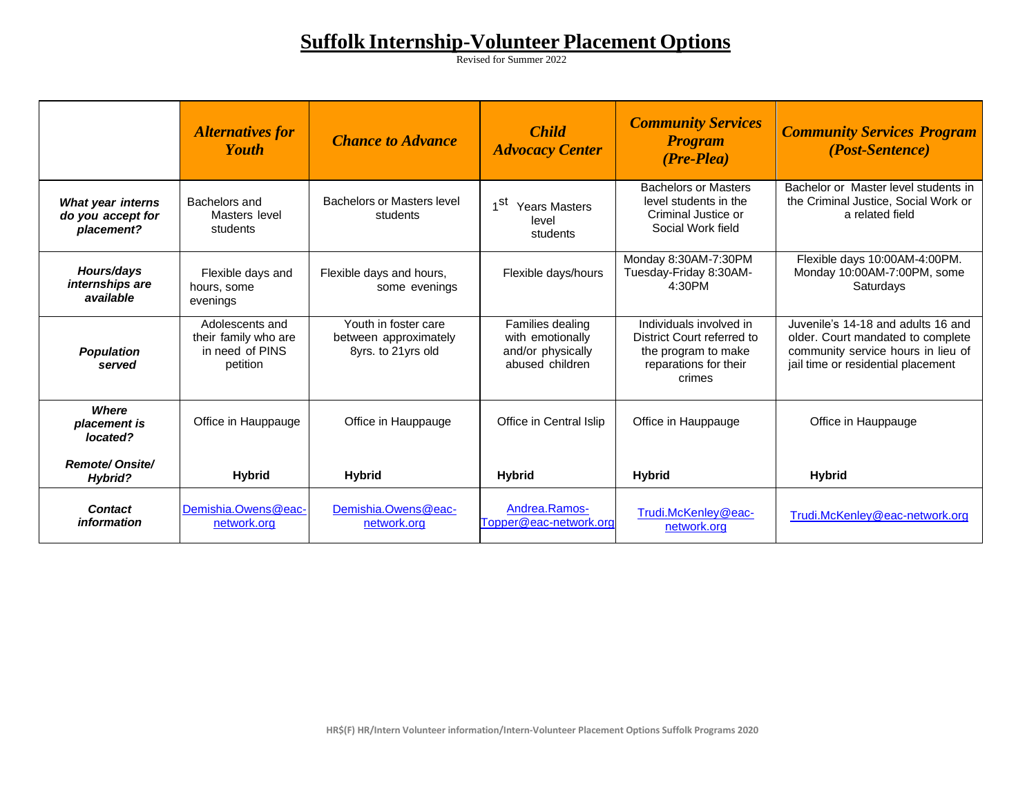# Suffolk Internship-Volunteer Placement Options

Revised for Summer 2022

| | *Alternatives for Youth* | *Chance to Advance* | *Child Advocacy Center* | *Community Services Program (Pre-Plea)* | *Community Services Program (Post-Sentence)* |
|---|---|---|---|---|---|
| ***What year interns do you accept for placement?*** | Bachelors and Masters level students | Bachelors or Masters level students | 1st Years Masters level students | Bachelors or Masters level students in the Criminal Justice or Social Work field | Bachelor or Master level students in the Criminal Justice, Social Work or a related field |
| ***Hours/days internships are available*** | Flexible days and hours, some evenings | Flexible days and hours, some evenings | Flexible days/hours | Monday 8:30AM-7:30PM Tuesday-Friday 8:30AM-4:30PM | Flexible days 10:00AM-4:00PM. Monday 10:00AM-7:00PM, some Saturdays |
| ***Population served*** | Adolescents and their family who are in need of PINS petition | Youth in foster care between approximately 8yrs. to 21yrs old | Families dealing with emotionally and/or physically abused children | Individuals involved in District Court referred to the program to make reparations for their crimes | Juvenile's 14-18 and adults 16 and older. Court mandated to complete community service hours in lieu of jail time or residential placement |
| ***Where placement is located?*** ***Remote/ Onsite/ Hybrid?*** | Office in Hauppauge **Hybrid** | Office in Hauppauge **Hybrid** | Office in Central Islip **Hybrid** | Office in Hauppauge **Hybrid** | Office in Hauppauge **Hybrid** |
| ***Contact information*** | Demishia.Owens@eac-network.org | Demishia.Owens@eac-network.org | Andrea.Ramos-Topper@eac-network.org | Trudi.McKenley@eac-network.org | Trudi.McKenley@eac-network.org |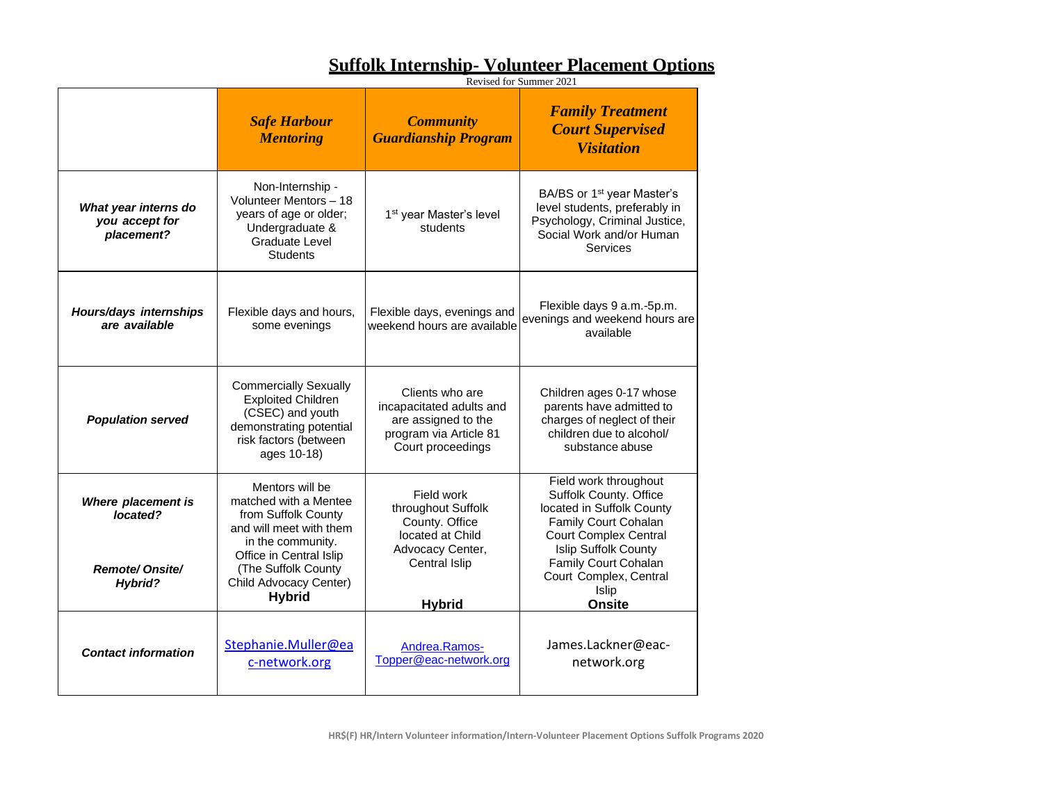# Suffolk Internship- Volunteer Placement Options

Revised for Summer 2021

| | ***Safe Harbour Mentoring*** | ***Community Guardianship Program*** | ***Family Treatment Court Supervised Visitation*** |
|---|---|---|---|
| ***What year interns do you accept for placement?*** | Non-Internship - Volunteer Mentors – 18 years of age or older; Undergraduate & Graduate Level Students | 1st year Master's level students | BA/BS or 1st year Master's level students, preferably in Psychology, Criminal Justice, Social Work and/or Human Services |
| ***Hours/days internships are available*** | Flexible days and hours, some evenings | Flexible days, evenings and weekend hours are available | Flexible days 9 a.m.-5p.m. evenings and weekend hours are available |
| ***Population served*** | Commercially Sexually Exploited Children (CSEC) and youth demonstrating potential risk factors (between ages 10-18) | Clients who are incapacitated adults and are assigned to the program via Article 81 Court proceedings | Children ages 0-17 whose parents have admitted to charges of neglect of their children due to alcohol/ substance abuse |
| ***Where placement is located?*** <br><br> ***Remote/ Onsite/ Hybrid?*** | Mentors will be matched with a Mentee from Suffolk County and will meet with them in the community. Office in Central Islip (The Suffolk County Child Advocacy Center) **Hybrid** | Field work throughout Suffolk County. Office located at Child Advocacy Center, Central Islip <br><br> **Hybrid** | Field work throughout Suffolk County. Office located in Suffolk County Family Court Cohalan Court Complex Central Islip Suffolk County Family Court Cohalan Court Complex, Central Islip **Onsite** |
| ***Contact information*** | Stephanie.Muller@eac-network.org | Andrea.Ramos-Topper@eac-network.org | James.Lackner@eac-network.org |

HR$(F) HR/Intern Volunteer information/Intern-Volunteer Placement Options Suffolk Programs 2020